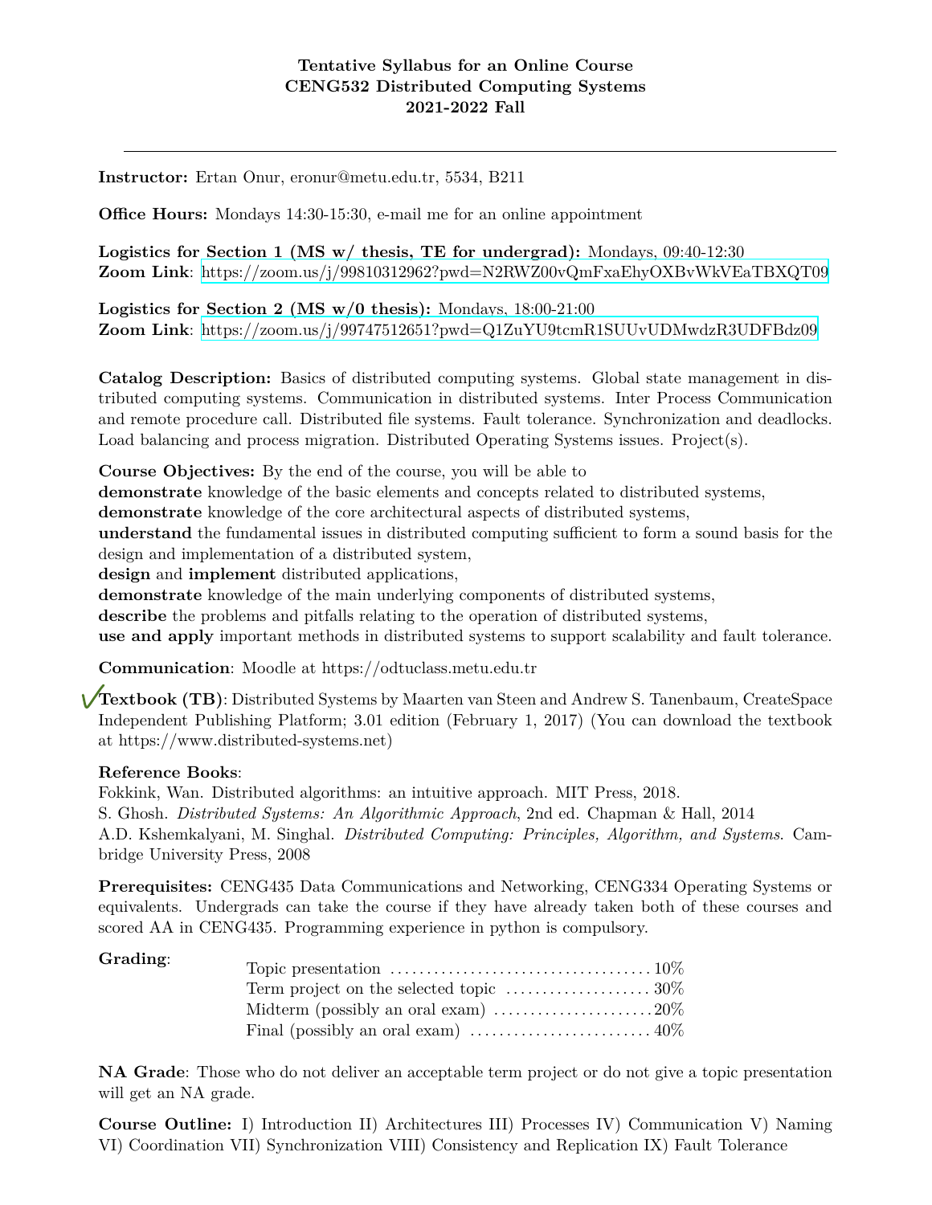**Tentative Syllabus for an Online Course**
**CENG532 Distributed Computing Systems**
**2021-2022 Fall**

---

**Instructor:** Ertan Onur, eronur@metu.edu.tr, 5534, B211

**Office Hours:** Mondays 14:30-15:30, e-mail me for an online appointment

**Logistics for Section 1 (MS w/ thesis, TE for undergrad):** Mondays, 09:40-12:30
**Zoom Link**: https://zoom.us/j/99810312962?pwd=N2RWZ00vQmFxaEhyOXBvWkVEaTBXQT09

**Logistics for Section 2 (MS w/0 thesis):** Mondays, 18:00-21:00
**Zoom Link**: https://zoom.us/j/99747512651?pwd=Q1ZuYU9tcmR1SUUvUDMwdzR3UDFBdz09

**Catalog Description:** Basics of distributed computing systems. Global state management in distributed computing systems. Communication in distributed systems. Inter Process Communication and remote procedure call. Distributed file systems. Fault tolerance. Synchronization and deadlocks. Load balancing and process migration. Distributed Operating Systems issues. Project(s).

**Course Objectives:** By the end of the course, you will be able to
**demonstrate** knowledge of the basic elements and concepts related to distributed systems,
**demonstrate** knowledge of the core architectural aspects of distributed systems,
**understand** the fundamental issues in distributed computing sufficient to form a sound basis for the design and implementation of a distributed system,
**design** and **implement** distributed applications,
**demonstrate** knowledge of the main underlying components of distributed systems,
**describe** the problems and pitfalls relating to the operation of distributed systems,
**use and apply** important methods in distributed systems to support scalability and fault tolerance.

**Communication**: Moodle at https://odtuclass.metu.edu.tr

✓**Textbook (TB)**: Distributed Systems by Maarten van Steen and Andrew S. Tanenbaum, CreateSpace Independent Publishing Platform; 3.01 edition (February 1, 2017) (You can download the textbook at https://www.distributed-systems.net)

**Reference Books**:
Fokkink, Wan. Distributed algorithms: an intuitive approach. MIT Press, 2018.
S. Ghosh. *Distributed Systems: An Algorithmic Approach*, 2nd ed. Chapman & Hall, 2014
A.D. Kshemkalyani, M. Singhal. *Distributed Computing: Principles, Algorithm, and Systems*. Cambridge University Press, 2008

**Prerequisites:** CENG435 Data Communications and Networking, CENG334 Operating Systems or equivalents. Undergrads can take the course if they have already taken both of these courses and scored AA in CENG435. Programming experience in python is compulsory.

**Grading**:

| Item | Weight |
|---|---|
| Topic presentation | 10% |
| Term project on the selected topic | 30% |
| Midterm (possibly an oral exam) | 20% |
| Final (possibly an oral exam) | 40% |

**NA Grade**: Those who do not deliver an acceptable term project or do not give a topic presentation will get an NA grade.

**Course Outline:** I) Introduction II) Architectures III) Processes IV) Communication V) Naming VI) Coordination VII) Synchronization VIII) Consistency and Replication IX) Fault Tolerance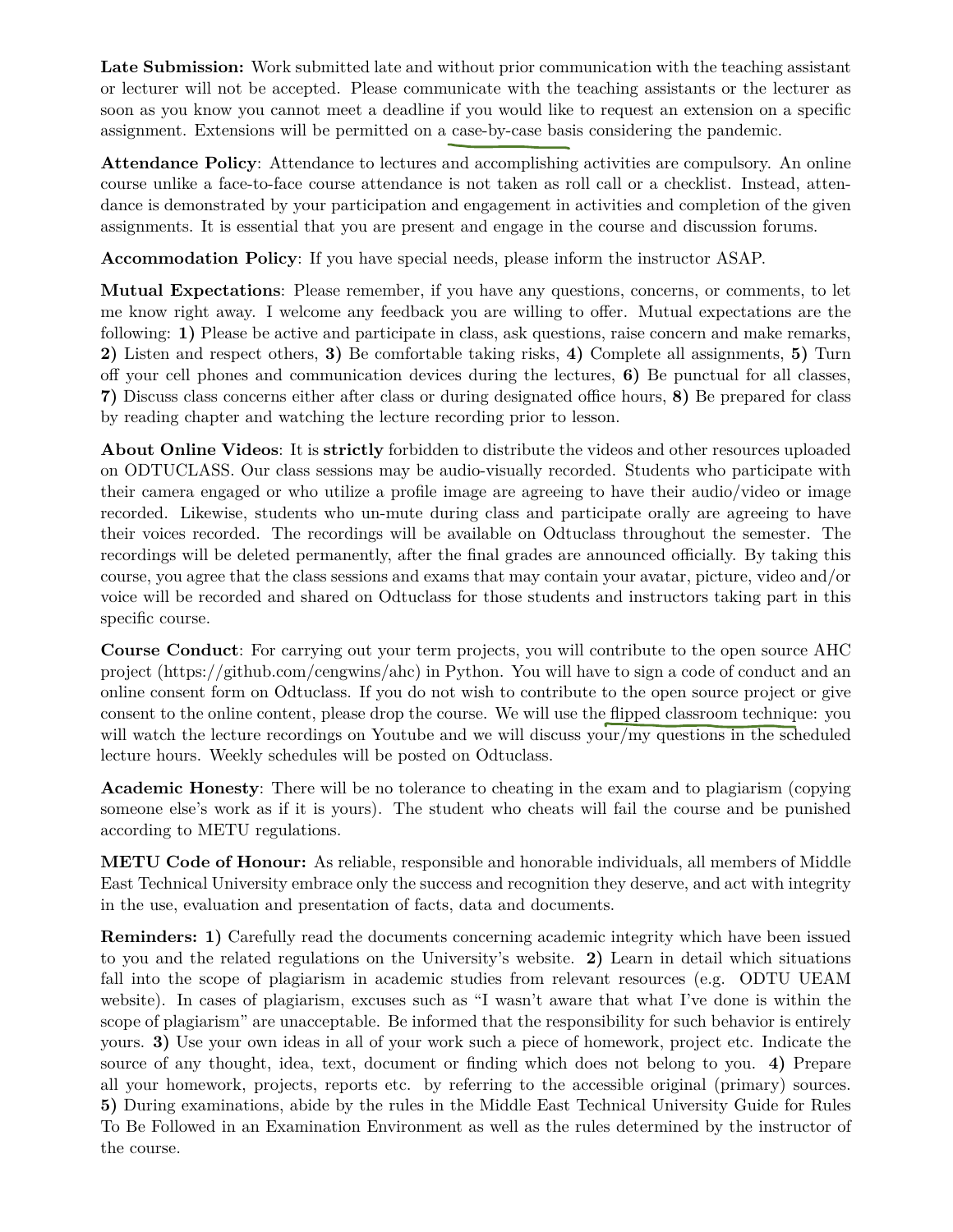**Late Submission:** Work submitted late and without prior communication with the teaching assistant or lecturer will not be accepted. Please communicate with the teaching assistants or the lecturer as soon as you know you cannot meet a deadline if you would like to request an extension on a specific assignment. Extensions will be permitted on a case-by-case basis considering the pandemic.

**Attendance Policy**: Attendance to lectures and accomplishing activities are compulsory. An online course unlike a face-to-face course attendance is not taken as roll call or a checklist. Instead, attendance is demonstrated by your participation and engagement in activities and completion of the given assignments. It is essential that you are present and engage in the course and discussion forums.

**Accommodation Policy**: If you have special needs, please inform the instructor ASAP.

**Mutual Expectations**: Please remember, if you have any questions, concerns, or comments, to let me know right away. I welcome any feedback you are willing to offer. Mutual expectations are the following: **1)** Please be active and participate in class, ask questions, raise concern and make remarks, **2)** Listen and respect others, **3)** Be comfortable taking risks, **4)** Complete all assignments, **5)** Turn off your cell phones and communication devices during the lectures, **6)** Be punctual for all classes, **7)** Discuss class concerns either after class or during designated office hours, **8)** Be prepared for class by reading chapter and watching the lecture recording prior to lesson.

**About Online Videos**: It is **strictly** forbidden to distribute the videos and other resources uploaded on ODTUCLASS. Our class sessions may be audio-visually recorded. Students who participate with their camera engaged or who utilize a profile image are agreeing to have their audio/video or image recorded. Likewise, students who un-mute during class and participate orally are agreeing to have their voices recorded. The recordings will be available on Odtuclass throughout the semester. The recordings will be deleted permanently, after the final grades are announced officially. By taking this course, you agree that the class sessions and exams that may contain your avatar, picture, video and/or voice will be recorded and shared on Odtuclass for those students and instructors taking part in this specific course.

**Course Conduct**: For carrying out your term projects, you will contribute to the open source AHC project (https://github.com/cengwins/ahc) in Python. You will have to sign a code of conduct and an online consent form on Odtuclass. If you do not wish to contribute to the open source project or give consent to the online content, please drop the course. We will use the flipped classroom technique: you will watch the lecture recordings on Youtube and we will discuss your/my questions in the scheduled lecture hours. Weekly schedules will be posted on Odtuclass.

**Academic Honesty**: There will be no tolerance to cheating in the exam and to plagiarism (copying someone else's work as if it is yours). The student who cheats will fail the course and be punished according to METU regulations.

**METU Code of Honour:** As reliable, responsible and honorable individuals, all members of Middle East Technical University embrace only the success and recognition they deserve, and act with integrity in the use, evaluation and presentation of facts, data and documents.

**Reminders: 1)** Carefully read the documents concerning academic integrity which have been issued to you and the related regulations on the University's website. **2)** Learn in detail which situations fall into the scope of plagiarism in academic studies from relevant resources (e.g. ODTU UEAM website). In cases of plagiarism, excuses such as "I wasn't aware that what I've done is within the scope of plagiarism" are unacceptable. Be informed that the responsibility for such behavior is entirely yours. **3)** Use your own ideas in all of your work such a piece of homework, project etc. Indicate the source of any thought, idea, text, document or finding which does not belong to you. **4)** Prepare all your homework, projects, reports etc. by referring to the accessible original (primary) sources. **5)** During examinations, abide by the rules in the Middle East Technical University Guide for Rules To Be Followed in an Examination Environment as well as the rules determined by the instructor of the course.